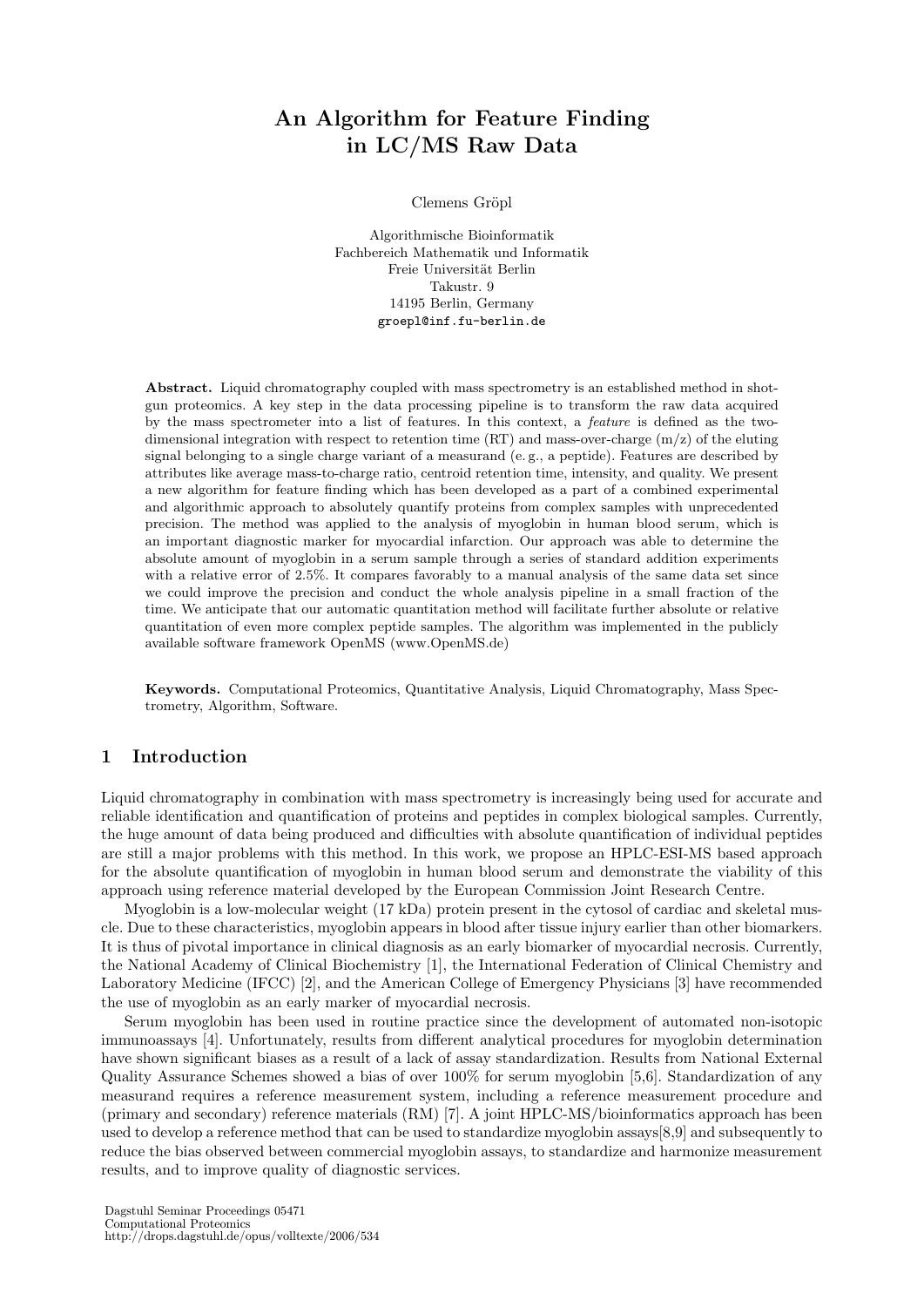# An Algorithm for Feature Finding in LC/MS Raw Data

Clemens Gröpl

Algorithmische Bioinformatik
Fachbereich Mathematik und Informatik
Freie Universität Berlin
Takustr. 9
14195 Berlin, Germany
groepl@inf.fu-berlin.de

**Abstract.** Liquid chromatography coupled with mass spectrometry is an established method in shotgun proteomics. A key step in the data processing pipeline is to transform the raw data acquired by the mass spectrometer into a list of features. In this context, a *feature* is defined as the two-dimensional integration with respect to retention time (RT) and mass-over-charge (m/z) of the eluting signal belonging to a single charge variant of a measurand (e. g., a peptide). Features are described by attributes like average mass-to-charge ratio, centroid retention time, intensity, and quality. We present a new algorithm for feature finding which has been developed as a part of a combined experimental and algorithmic approach to absolutely quantify proteins from complex samples with unprecedented precision. The method was applied to the analysis of myoglobin in human blood serum, which is an important diagnostic marker for myocardial infarction. Our approach was able to determine the absolute amount of myoglobin in a serum sample through a series of standard addition experiments with a relative error of 2.5%. It compares favorably to a manual analysis of the same data set since we could improve the precision and conduct the whole analysis pipeline in a small fraction of the time. We anticipate that our automatic quantitation method will facilitate further absolute or relative quantitation of even more complex peptide samples. The algorithm was implemented in the publicly available software framework OpenMS (www.OpenMS.de)

**Keywords.** Computational Proteomics, Quantitative Analysis, Liquid Chromatography, Mass Spectrometry, Algorithm, Software.

## 1 Introduction

Liquid chromatography in combination with mass spectrometry is increasingly being used for accurate and reliable identification and quantification of proteins and peptides in complex biological samples. Currently, the huge amount of data being produced and difficulties with absolute quantification of individual peptides are still a major problems with this method. In this work, we propose an HPLC-ESI-MS based approach for the absolute quantification of myoglobin in human blood serum and demonstrate the viability of this approach using reference material developed by the European Commission Joint Research Centre.

Myoglobin is a low-molecular weight (17 kDa) protein present in the cytosol of cardiac and skeletal muscle. Due to these characteristics, myoglobin appears in blood after tissue injury earlier than other biomarkers. It is thus of pivotal importance in clinical diagnosis as an early biomarker of myocardial necrosis. Currently, the National Academy of Clinical Biochemistry [1], the International Federation of Clinical Chemistry and Laboratory Medicine (IFCC) [2], and the American College of Emergency Physicians [3] have recommended the use of myoglobin as an early marker of myocardial necrosis.

Serum myoglobin has been used in routine practice since the development of automated non-isotopic immunoassays [4]. Unfortunately, results from different analytical procedures for myoglobin determination have shown significant biases as a result of a lack of assay standardization. Results from National External Quality Assurance Schemes showed a bias of over 100% for serum myoglobin [5,6]. Standardization of any measurand requires a reference measurement system, including a reference measurement procedure and (primary and secondary) reference materials (RM) [7]. A joint HPLC-MS/bioinformatics approach has been used to develop a reference method that can be used to standardize myoglobin assays[8,9] and subsequently to reduce the bias observed between commercial myoglobin assays, to standardize and harmonize measurement results, and to improve quality of diagnostic services.

Dagstuhl Seminar Proceedings 05471
Computational Proteomics
http://drops.dagstuhl.de/opus/volltexte/2006/534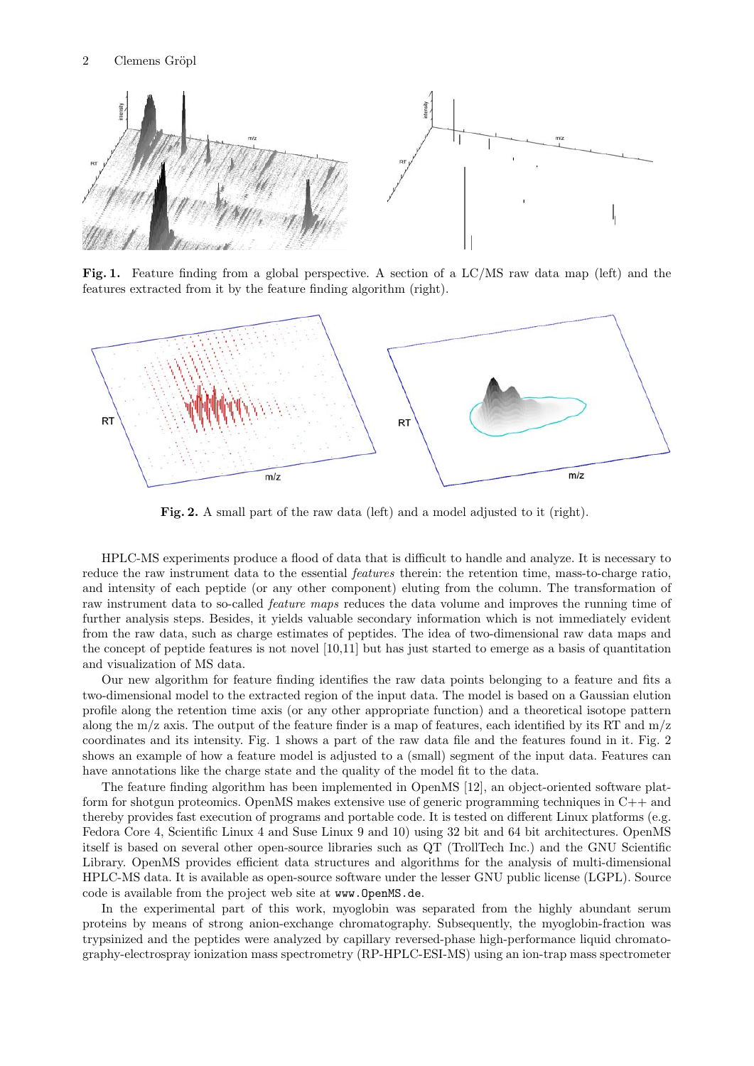**Fig. 1.** Feature finding from a global perspective. A section of a LC/MS raw data map (left) and the features extracted from it by the feature finding algorithm (right).

**Fig. 2.** A small part of the raw data (left) and a model adjusted to it (right).

HPLC-MS experiments produce a flood of data that is difficult to handle and analyze. It is necessary to reduce the raw instrument data to the essential *features* therein: the retention time, mass-to-charge ratio, and intensity of each peptide (or any other component) eluting from the column. The transformation of raw instrument data to so-called *feature maps* reduces the data volume and improves the running time of further analysis steps. Besides, it yields valuable secondary information which is not immediately evident from the raw data, such as charge estimates of peptides. The idea of two-dimensional raw data maps and the concept of peptide features is not novel [10,11] but has just started to emerge as a basis of quantitation and visualization of MS data.

Our new algorithm for feature finding identifies the raw data points belonging to a feature and fits a two-dimensional model to the extracted region of the input data. The model is based on a Gaussian elution profile along the retention time axis (or any other appropriate function) and a theoretical isotope pattern along the m/z axis. The output of the feature finder is a map of features, each identified by its RT and m/z coordinates and its intensity. Fig. 1 shows a part of the raw data file and the features found in it. Fig. 2 shows an example of how a feature model is adjusted to a (small) segment of the input data. Features can have annotations like the charge state and the quality of the model fit to the data.

The feature finding algorithm has been implemented in OpenMS [12], an object-oriented software platform for shotgun proteomics. OpenMS makes extensive use of generic programming techniques in C++ and thereby provides fast execution of programs and portable code. It is tested on different Linux platforms (e.g. Fedora Core 4, Scientific Linux 4 and Suse Linux 9 and 10) using 32 bit and 64 bit architectures. OpenMS itself is based on several other open-source libraries such as QT (TrollTech Inc.) and the GNU Scientific Library. OpenMS provides efficient data structures and algorithms for the analysis of multi-dimensional HPLC-MS data. It is available as open-source software under the lesser GNU public license (LGPL). Source code is available from the project web site at www.OpenMS.de.

In the experimental part of this work, myoglobin was separated from the highly abundant serum proteins by means of strong anion-exchange chromatography. Subsequently, the myoglobin-fraction was trypsinized and the peptides were analyzed by capillary reversed-phase high-performance liquid chromatography-electrospray ionization mass spectrometry (RP-HPLC-ESI-MS) using an ion-trap mass spectrometer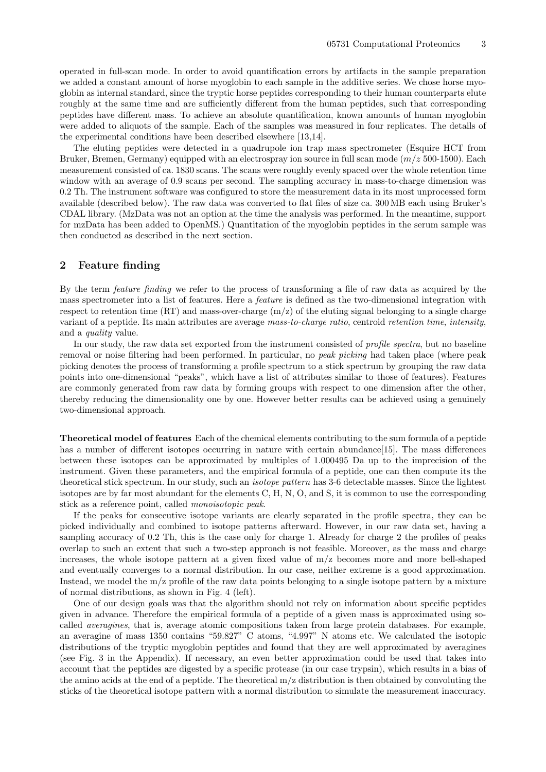operated in full-scan mode. In order to avoid quantification errors by artifacts in the sample preparation we added a constant amount of horse myoglobin to each sample in the additive series. We chose horse myoglobin as internal standard, since the tryptic horse peptides corresponding to their human counterparts elute roughly at the same time and are sufficiently different from the human peptides, such that corresponding peptides have different mass. To achieve an absolute quantification, known amounts of human myoglobin were added to aliquots of the sample. Each of the samples was measured in four replicates. The details of the experimental conditions have been described elsewhere [13,14].

The eluting peptides were detected in a quadrupole ion trap mass spectrometer (Esquire HCT from Bruker, Bremen, Germany) equipped with an electrospray ion source in full scan mode ($m/z$ 500-1500). Each measurement consisted of ca. 1830 scans. The scans were roughly evenly spaced over the whole retention time window with an average of 0.9 scans per second. The sampling accuracy in mass-to-charge dimension was 0.2 Th. The instrument software was configured to store the measurement data in its most unprocessed form available (described below). The raw data was converted to flat files of size ca. 300 MB each using Bruker's CDAL library. (MzData was not an option at the time the analysis was performed. In the meantime, support for mzData has been added to OpenMS.) Quantitation of the myoglobin peptides in the serum sample was then conducted as described in the next section.

## 2 Feature finding

By the term *feature finding* we refer to the process of transforming a file of raw data as acquired by the mass spectrometer into a list of features. Here a *feature* is defined as the two-dimensional integration with respect to retention time (RT) and mass-over-charge (m/z) of the eluting signal belonging to a single charge variant of a peptide. Its main attributes are average *mass-to-charge ratio*, centroid *retention time*, *intensity*, and a *quality* value.

In our study, the raw data set exported from the instrument consisted of *profile spectra*, but no baseline removal or noise filtering had been performed. In particular, no *peak picking* had taken place (where peak picking denotes the process of transforming a profile spectrum to a stick spectrum by grouping the raw data points into one-dimensional "peaks", which have a list of attributes similar to those of features). Features are commonly generated from raw data by forming groups with respect to one dimension after the other, thereby reducing the dimensionality one by one. However better results can be achieved using a genuinely two-dimensional approach.

**Theoretical model of features** Each of the chemical elements contributing to the sum formula of a peptide has a number of different isotopes occurring in nature with certain abundance[15]. The mass differences between these isotopes can be approximated by multiples of 1.000495 Da up to the imprecision of the instrument. Given these parameters, and the empirical formula of a peptide, one can then compute its the theoretical stick spectrum. In our study, such an *isotope pattern* has 3-6 detectable masses. Since the lightest isotopes are by far most abundant for the elements C, H, N, O, and S, it is common to use the corresponding stick as a reference point, called *monoisotopic peak*.

If the peaks for consecutive isotope variants are clearly separated in the profile spectra, they can be picked individually and combined to isotope patterns afterward. However, in our raw data set, having a sampling accuracy of 0.2 Th, this is the case only for charge 1. Already for charge 2 the profiles of peaks overlap to such an extent that such a two-step approach is not feasible. Moreover, as the mass and charge increases, the whole isotope pattern at a given fixed value of m/z becomes more and more bell-shaped and eventually converges to a normal distribution. In our case, neither extreme is a good approximation. Instead, we model the m/z profile of the raw data points belonging to a single isotope pattern by a mixture of normal distributions, as shown in Fig. 4 (left).

One of our design goals was that the algorithm should not rely on information about specific peptides given in advance. Therefore the empirical formula of a peptide of a given mass is approximated using so-called *averagines*, that is, average atomic compositions taken from large protein databases. For example, an averagine of mass 1350 contains "59.827" C atoms, "4.997" N atoms etc. We calculated the isotopic distributions of the tryptic myoglobin peptides and found that they are well approximated by averagines (see Fig. 3 in the Appendix). If necessary, an even better approximation could be used that takes into account that the peptides are digested by a specific protease (in our case trypsin), which results in a bias of the amino acids at the end of a peptide. The theoretical m/z distribution is then obtained by convoluting the sticks of the theoretical isotope pattern with a normal distribution to simulate the measurement inaccuracy.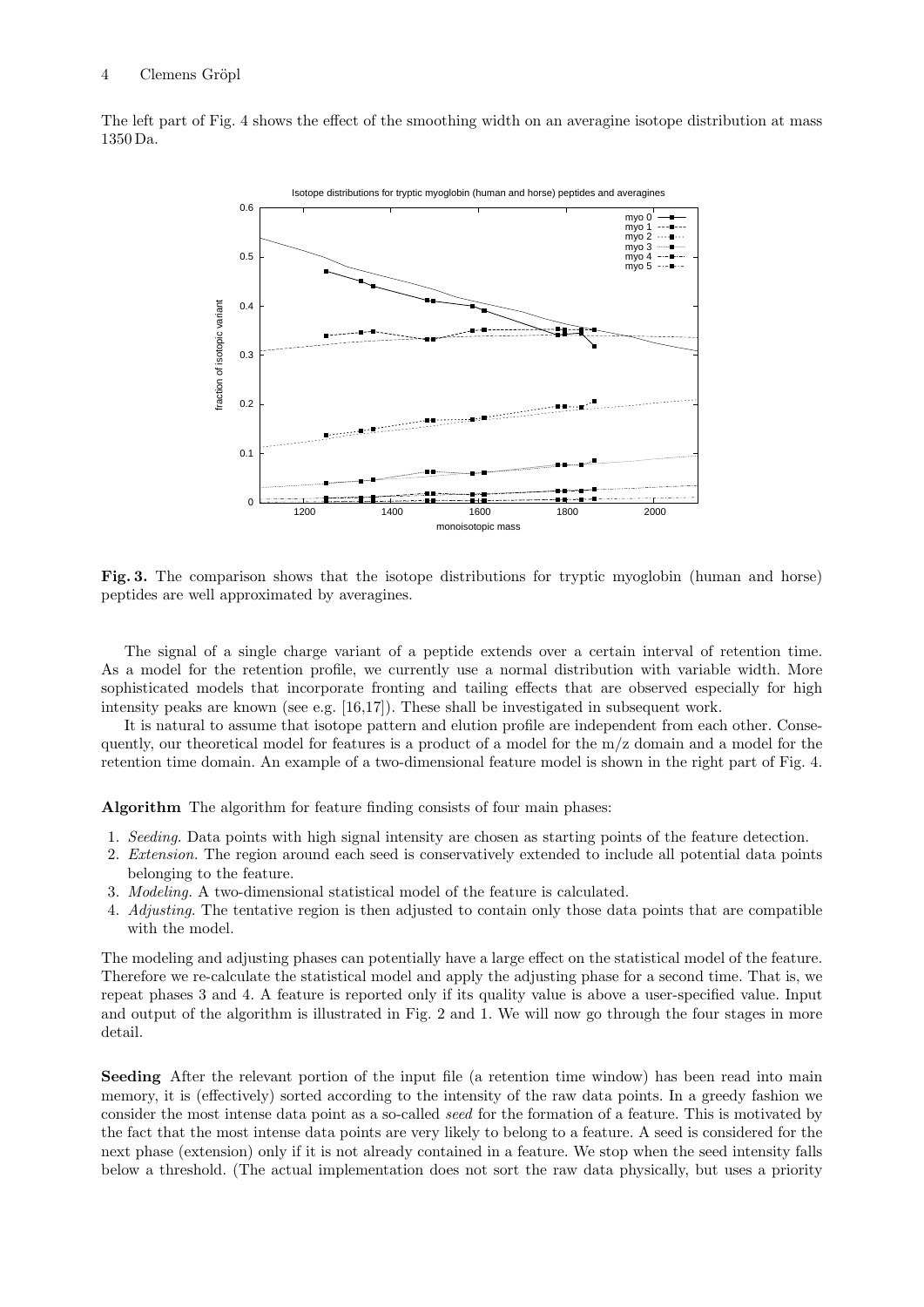The left part of Fig. 4 shows the effect of the smoothing width on an averagine isotope distribution at mass 1350 Da.

**Fig. 3.** The comparison shows that the isotope distributions for tryptic myoglobin (human and horse) peptides are well approximated by averagines.

The signal of a single charge variant of a peptide extends over a certain interval of retention time. As a model for the retention profile, we currently use a normal distribution with variable width. More sophisticated models that incorporate fronting and tailing effects that are observed especially for high intensity peaks are known (see e.g. [16,17]). These shall be investigated in subsequent work.

It is natural to assume that isotope pattern and elution profile are independent from each other. Consequently, our theoretical model for features is a product of a model for the m/z domain and a model for the retention time domain. An example of a two-dimensional feature model is shown in the right part of Fig. 4.

**Algorithm** The algorithm for feature finding consists of four main phases:

1. *Seeding.* Data points with high signal intensity are chosen as starting points of the feature detection.
2. *Extension.* The region around each seed is conservatively extended to include all potential data points belonging to the feature.
3. *Modeling.* A two-dimensional statistical model of the feature is calculated.
4. *Adjusting.* The tentative region is then adjusted to contain only those data points that are compatible with the model.

The modeling and adjusting phases can potentially have a large effect on the statistical model of the feature. Therefore we re-calculate the statistical model and apply the adjusting phase for a second time. That is, we repeat phases 3 and 4. A feature is reported only if its quality value is above a user-specified value. Input and output of the algorithm is illustrated in Fig. 2 and 1. We will now go through the four stages in more detail.

**Seeding** After the relevant portion of the input file (a retention time window) has been read into main memory, it is (effectively) sorted according to the intensity of the raw data points. In a greedy fashion we consider the most intense data point as a so-called *seed* for the formation of a feature. This is motivated by the fact that the most intense data points are very likely to belong to a feature. A seed is considered for the next phase (extension) only if it is not already contained in a feature. We stop when the seed intensity falls below a threshold. (The actual implementation does not sort the raw data physically, but uses a priority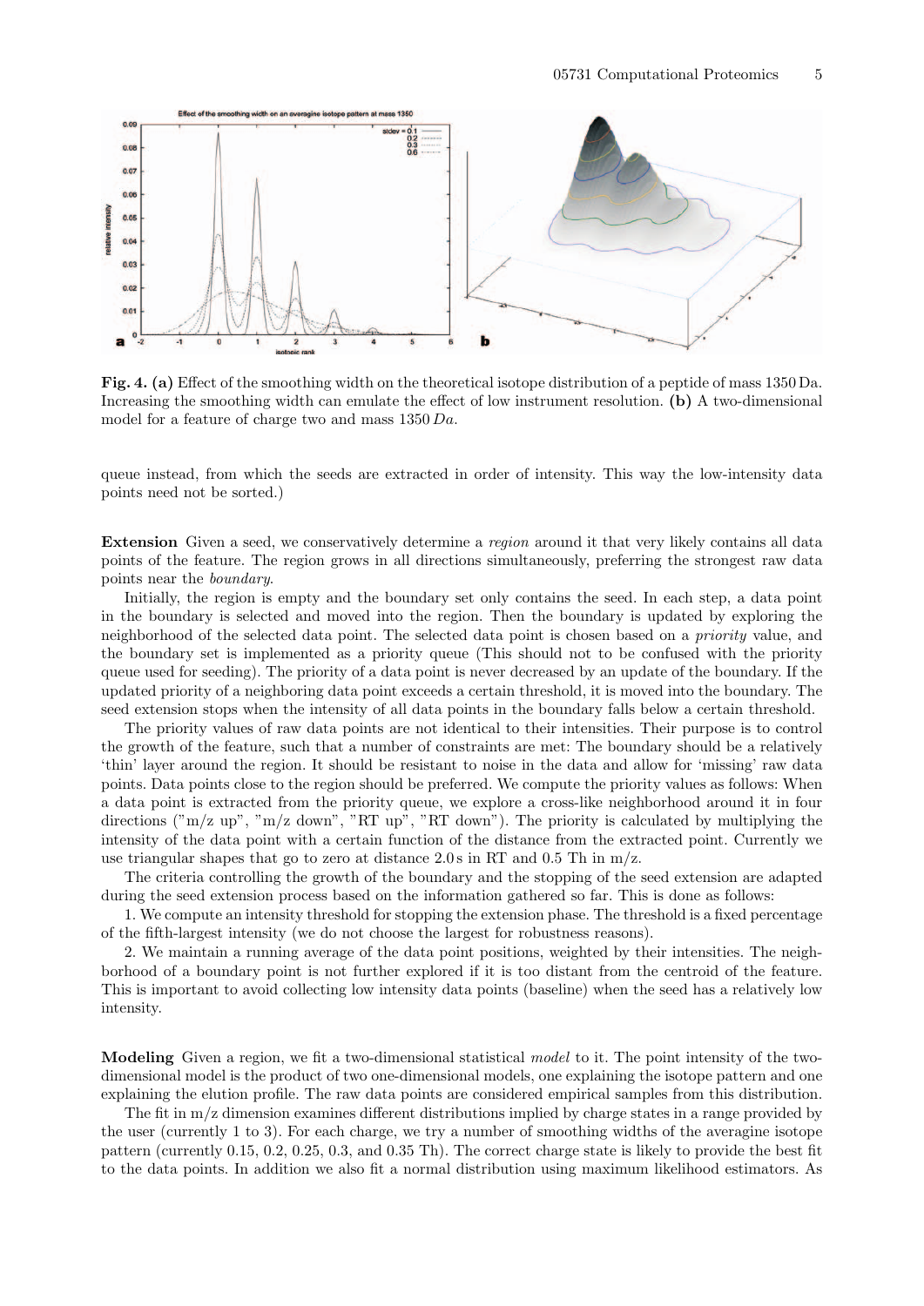**Fig. 4. (a)** Effect of the smoothing width on the theoretical isotope distribution of a peptide of mass 1350 Da. Increasing the smoothing width can emulate the effect of low instrument resolution. **(b)** A two-dimensional model for a feature of charge two and mass 1350 *Da*.

queue instead, from which the seeds are extracted in order of intensity. This way the low-intensity data points need not be sorted.)

**Extension** Given a seed, we conservatively determine a *region* around it that very likely contains all data points of the feature. The region grows in all directions simultaneously, preferring the strongest raw data points near the *boundary*.

Initially, the region is empty and the boundary set only contains the seed. In each step, a data point in the boundary is selected and moved into the region. Then the boundary is updated by exploring the neighborhood of the selected data point. The selected data point is chosen based on a *priority* value, and the boundary set is implemented as a priority queue (This should not to be confused with the priority queue used for seeding). The priority of a data point is never decreased by an update of the boundary. If the updated priority of a neighboring data point exceeds a certain threshold, it is moved into the boundary. The seed extension stops when the intensity of all data points in the boundary falls below a certain threshold.

The priority values of raw data points are not identical to their intensities. Their purpose is to control the growth of the feature, such that a number of constraints are met: The boundary should be a relatively 'thin' layer around the region. It should be resistant to noise in the data and allow for 'missing' raw data points. Data points close to the region should be preferred. We compute the priority values as follows: When a data point is extracted from the priority queue, we explore a cross-like neighborhood around it in four directions ("m/z up", "m/z down", "RT up", "RT down"). The priority is calculated by multiplying the intensity of the data point with a certain function of the distance from the extracted point. Currently we use triangular shapes that go to zero at distance 2.0 s in RT and 0.5 Th in m/z.

The criteria controlling the growth of the boundary and the stopping of the seed extension are adapted during the seed extension process based on the information gathered so far. This is done as follows:

1. We compute an intensity threshold for stopping the extension phase. The threshold is a fixed percentage of the fifth-largest intensity (we do not choose the largest for robustness reasons).

2. We maintain a running average of the data point positions, weighted by their intensities. The neighborhood of a boundary point is not further explored if it is too distant from the centroid of the feature. This is important to avoid collecting low intensity data points (baseline) when the seed has a relatively low intensity.

**Modeling** Given a region, we fit a two-dimensional statistical *model* to it. The point intensity of the two-dimensional model is the product of two one-dimensional models, one explaining the isotope pattern and one explaining the elution profile. The raw data points are considered empirical samples from this distribution.

The fit in m/z dimension examines different distributions implied by charge states in a range provided by the user (currently 1 to 3). For each charge, we try a number of smoothing widths of the averagine isotope pattern (currently 0.15, 0.2, 0.25, 0.3, and 0.35 Th). The correct charge state is likely to provide the best fit to the data points. In addition we also fit a normal distribution using maximum likelihood estimators. As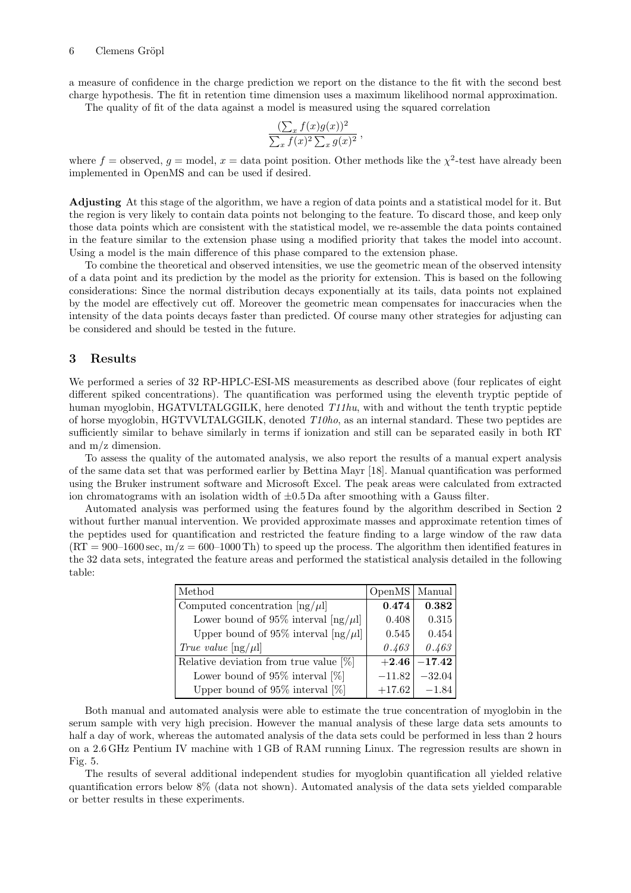a measure of confidence in the charge prediction we report on the distance to the fit with the second best charge hypothesis. The fit in retention time dimension uses a maximum likelihood normal approximation.

The quality of fit of the data against a model is measured using the squared correlation

$$\frac{(\sum_x f(x)g(x))^2}{\sum_x f(x)^2 \sum_x g(x)^2},$$

where $f$ = observed, $g$ = model, $x$ = data point position. Other methods like the $\chi^2$-test have already been implemented in OpenMS and can be used if desired.

**Adjusting** At this stage of the algorithm, we have a region of data points and a statistical model for it. But the region is very likely to contain data points not belonging to the feature. To discard those, and keep only those data points which are consistent with the statistical model, we re-assemble the data points contained in the feature similar to the extension phase using a modified priority that takes the model into account. Using a model is the main difference of this phase compared to the extension phase.

To combine the theoretical and observed intensities, we use the geometric mean of the observed intensity of a data point and its prediction by the model as the priority for extension. This is based on the following considerations: Since the normal distribution decays exponentially at its tails, data points not explained by the model are effectively cut off. Moreover the geometric mean compensates for inaccuracies when the intensity of the data points decays faster than predicted. Of course many other strategies for adjusting can be considered and should be tested in the future.

## 3 Results

We performed a series of 32 RP-HPLC-ESI-MS measurements as described above (four replicates of eight different spiked concentrations). The quantification was performed using the eleventh tryptic peptide of human myoglobin, HGATVLTALGGILK, here denoted *T11hu*, with and without the tenth tryptic peptide of horse myoglobin, HGTVVLTALGGILK, denoted *T10ho*, as an internal standard. These two peptides are sufficiently similar to behave similarly in terms if ionization and still can be separated easily in both RT and m/z dimension.

To assess the quality of the automated analysis, we also report the results of a manual expert analysis of the same data set that was performed earlier by Bettina Mayr [18]. Manual quantification was performed using the Bruker instrument software and Microsoft Excel. The peak areas were calculated from extracted ion chromatograms with an isolation width of $\pm 0.5$ Da after smoothing with a Gauss filter.

Automated analysis was performed using the features found by the algorithm described in Section 2 without further manual intervention. We provided approximate masses and approximate retention times of the peptides used for quantification and restricted the feature finding to a large window of the raw data (RT = 900–1600 sec, m/z = 600–1000 Th) to speed up the process. The algorithm then identified features in the 32 data sets, integrated the feature areas and performed the statistical analysis detailed in the following table:

| Method | OpenMS | Manual |
|---|---|---|
| Computed concentration [ng/$\mu$l] | **0.474** | **0.382** |
| Lower bound of 95% interval [ng/$\mu$l] | 0.408 | 0.315 |
| Upper bound of 95% interval [ng/$\mu$l] | 0.545 | 0.454 |
| *True value* [ng/$\mu$l] | *0.463* | *0.463* |
| Relative deviation from true value [%] | **+2.46** | **−17.42** |
| Lower bound of 95% interval [%] | −11.82 | −32.04 |
| Upper bound of 95% interval [%] | +17.62 | −1.84 |

Both manual and automated analysis were able to estimate the true concentration of myoglobin in the serum sample with very high precision. However the manual analysis of these large data sets amounts to half a day of work, whereas the automated analysis of the data sets could be performed in less than 2 hours on a 2.6 GHz Pentium IV machine with 1 GB of RAM running Linux. The regression results are shown in Fig. 5.

The results of several additional independent studies for myoglobin quantification all yielded relative quantification errors below 8% (data not shown). Automated analysis of the data sets yielded comparable or better results in these experiments.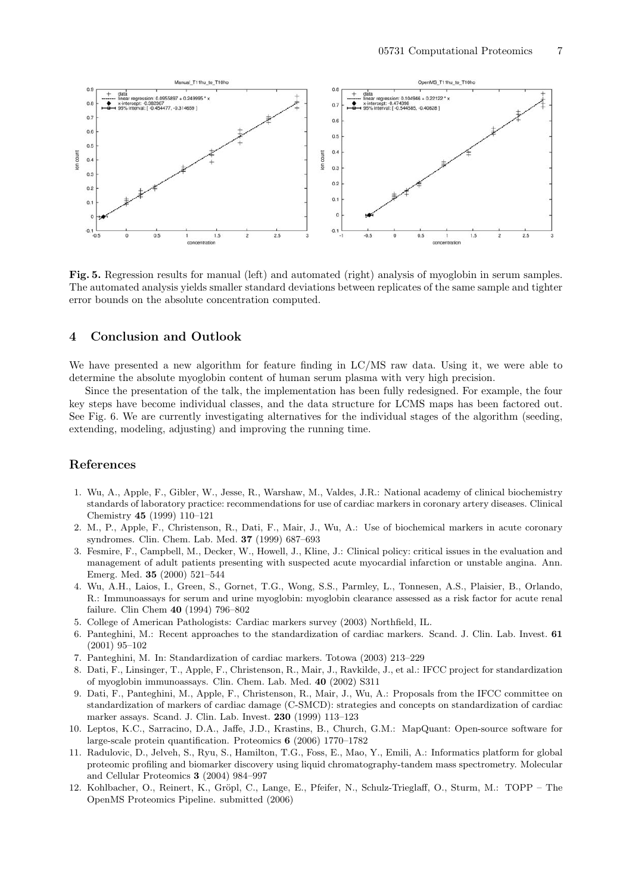**Fig. 5.** Regression results for manual (left) and automated (right) analysis of myoglobin in serum samples. The automated analysis yields smaller standard deviations between replicates of the same sample and tighter error bounds on the absolute concentration computed.

## 4 Conclusion and Outlook

We have presented a new algorithm for feature finding in LC/MS raw data. Using it, we were able to determine the absolute myoglobin content of human serum plasma with very high precision.

Since the presentation of the talk, the implementation has been fully redesigned. For example, the four key steps have become individual classes, and the data structure for LCMS maps has been factored out. See Fig. 6. We are currently investigating alternatives for the individual stages of the algorithm (seeding, extending, modeling, adjusting) and improving the running time.

## References

1. Wu, A., Apple, F., Gibler, W., Jesse, R., Warshaw, M., Valdes, J.R.: National academy of clinical biochemistry standards of laboratory practice: recommendations for use of cardiac markers in coronary artery diseases. Clinical Chemistry **45** (1999) 110–121
2. M., P., Apple, F., Christenson, R., Dati, F., Mair, J., Wu, A.: Use of biochemical markers in acute coronary syndromes. Clin. Chem. Lab. Med. **37** (1999) 687–693
3. Fesmire, F., Campbell, M., Decker, W., Howell, J., Kline, J.: Clinical policy: critical issues in the evaluation and management of adult patients presenting with suspected acute myocardial infarction or unstable angina. Ann. Emerg. Med. **35** (2000) 521–544
4. Wu, A.H., Laios, I., Green, S., Gornet, T.G., Wong, S.S., Parmley, L., Tonnesen, A.S., Plaisier, B., Orlando, R.: Immunoassays for serum and urine myoglobin: myoglobin clearance assessed as a risk factor for acute renal failure. Clin Chem **40** (1994) 796–802
5. College of American Pathologists: Cardiac markers survey (2003) Northfield, IL.
6. Panteghini, M.: Recent approaches to the standardization of cardiac markers. Scand. J. Clin. Lab. Invest. **61** (2001) 95–102
7. Panteghini, M. In: Standardization of cardiac markers. Totowa (2003) 213–229
8. Dati, F., Linsinger, T., Apple, F., Christenson, R., Mair, J., Ravkilde, J., et al.: IFCC project for standardization of myoglobin immunoassays. Clin. Chem. Lab. Med. **40** (2002) S311
9. Dati, F., Panteghini, M., Apple, F., Christenson, R., Mair, J., Wu, A.: Proposals from the IFCC committee on standardization of markers of cardiac damage (C-SMCD): strategies and concepts on standardization of cardiac marker assays. Scand. J. Clin. Lab. Invest. **230** (1999) 113–123
10. Leptos, K.C., Sarracino, D.A., Jaffe, J.D., Krastins, B., Church, G.M.: MapQuant: Open-source software for large-scale protein quantification. Proteomics **6** (2006) 1770–1782
11. Radulovic, D., Jelveh, S., Ryu, S., Hamilton, T.G., Foss, E., Mao, Y., Emili, A.: Informatics platform for global proteomic profiling and biomarker discovery using liquid chromatography-tandem mass spectrometry. Molecular and Cellular Proteomics **3** (2004) 984–997
12. Kohlbacher, O., Reinert, K., Gröpl, C., Lange, E., Pfeifer, N., Schulz-Trieglaff, O., Sturm, M.: TOPP – The OpenMS Proteomics Pipeline. submitted (2006)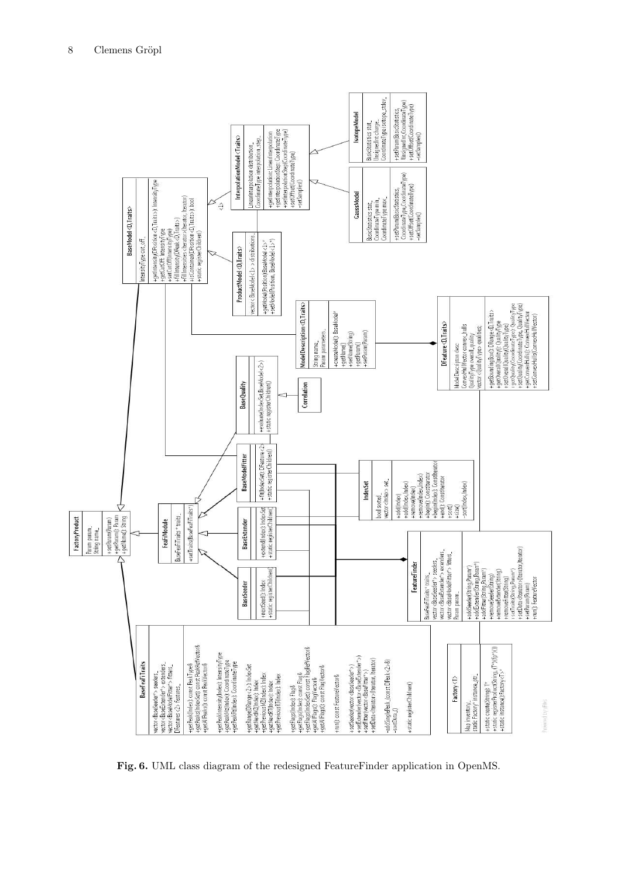**Fig. 6.** UML class diagram of the redesigned FeatureFinder application in OpenMS.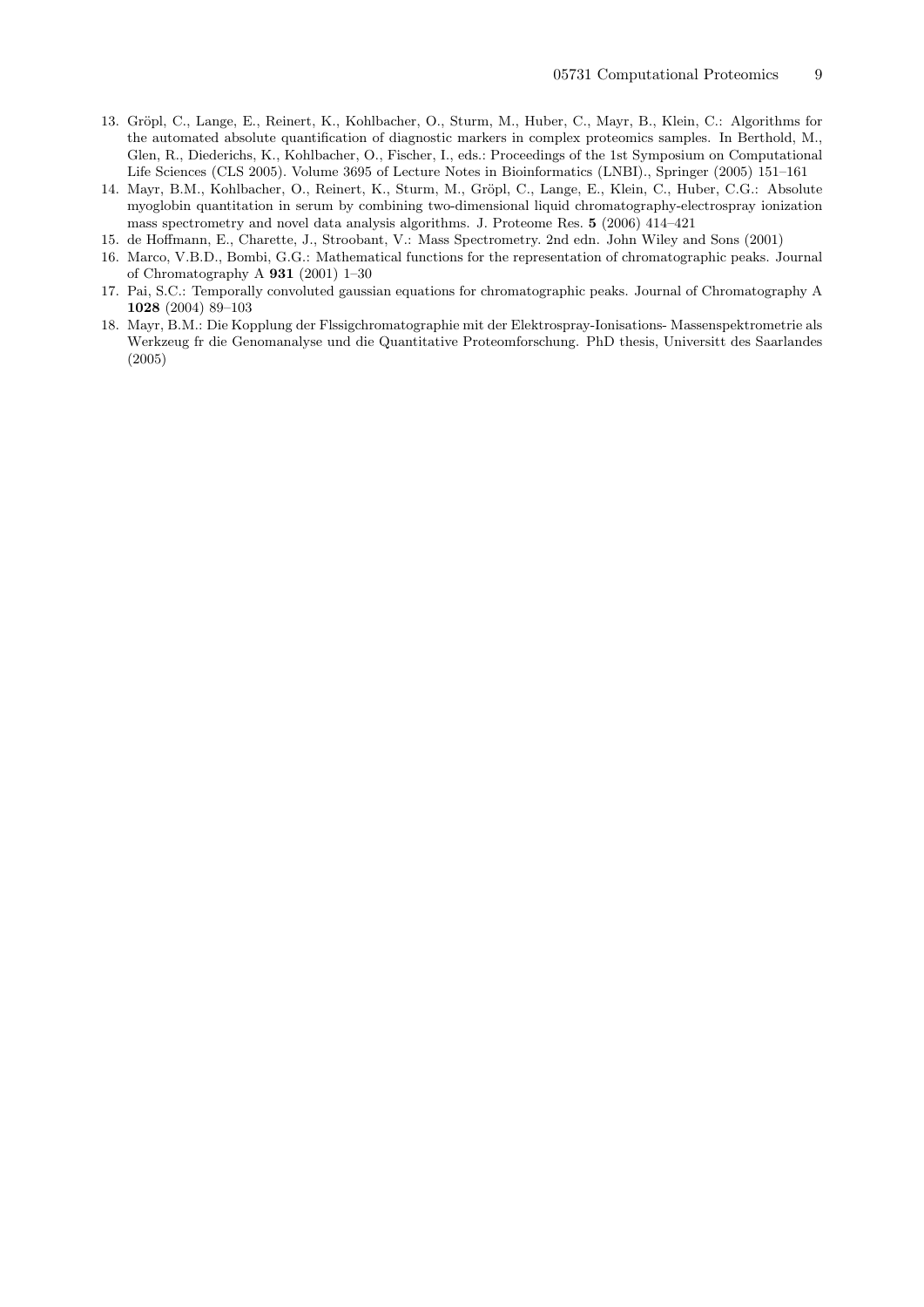13. Gröpl, C., Lange, E., Reinert, K., Kohlbacher, O., Sturm, M., Huber, C., Mayr, B., Klein, C.: Algorithms for the automated absolute quantification of diagnostic markers in complex proteomics samples. In Berthold, M., Glen, R., Diederichs, K., Kohlbacher, O., Fischer, I., eds.: Proceedings of the 1st Symposium on Computational Life Sciences (CLS 2005). Volume 3695 of Lecture Notes in Bioinformatics (LNBI)., Springer (2005) 151–161
14. Mayr, B.M., Kohlbacher, O., Reinert, K., Sturm, M., Gröpl, C., Lange, E., Klein, C., Huber, C.G.: Absolute myoglobin quantitation in serum by combining two-dimensional liquid chromatography-electrospray ionization mass spectrometry and novel data analysis algorithms. J. Proteome Res. **5** (2006) 414–421
15. de Hoffmann, E., Charette, J., Stroobant, V.: Mass Spectrometry. 2nd edn. John Wiley and Sons (2001)
16. Marco, V.B.D., Bombi, G.G.: Mathematical functions for the representation of chromatographic peaks. Journal of Chromatography A **931** (2001) 1–30
17. Pai, S.C.: Temporally convoluted gaussian equations for chromatographic peaks. Journal of Chromatography A **1028** (2004) 89–103
18. Mayr, B.M.: Die Kopplung der Flssigchromatographie mit der Elektrospray-Ionisations- Massenspektrometrie als Werkzeug fr die Genomanalyse und die Quantitative Proteomforschung. PhD thesis, Universitt des Saarlandes (2005)